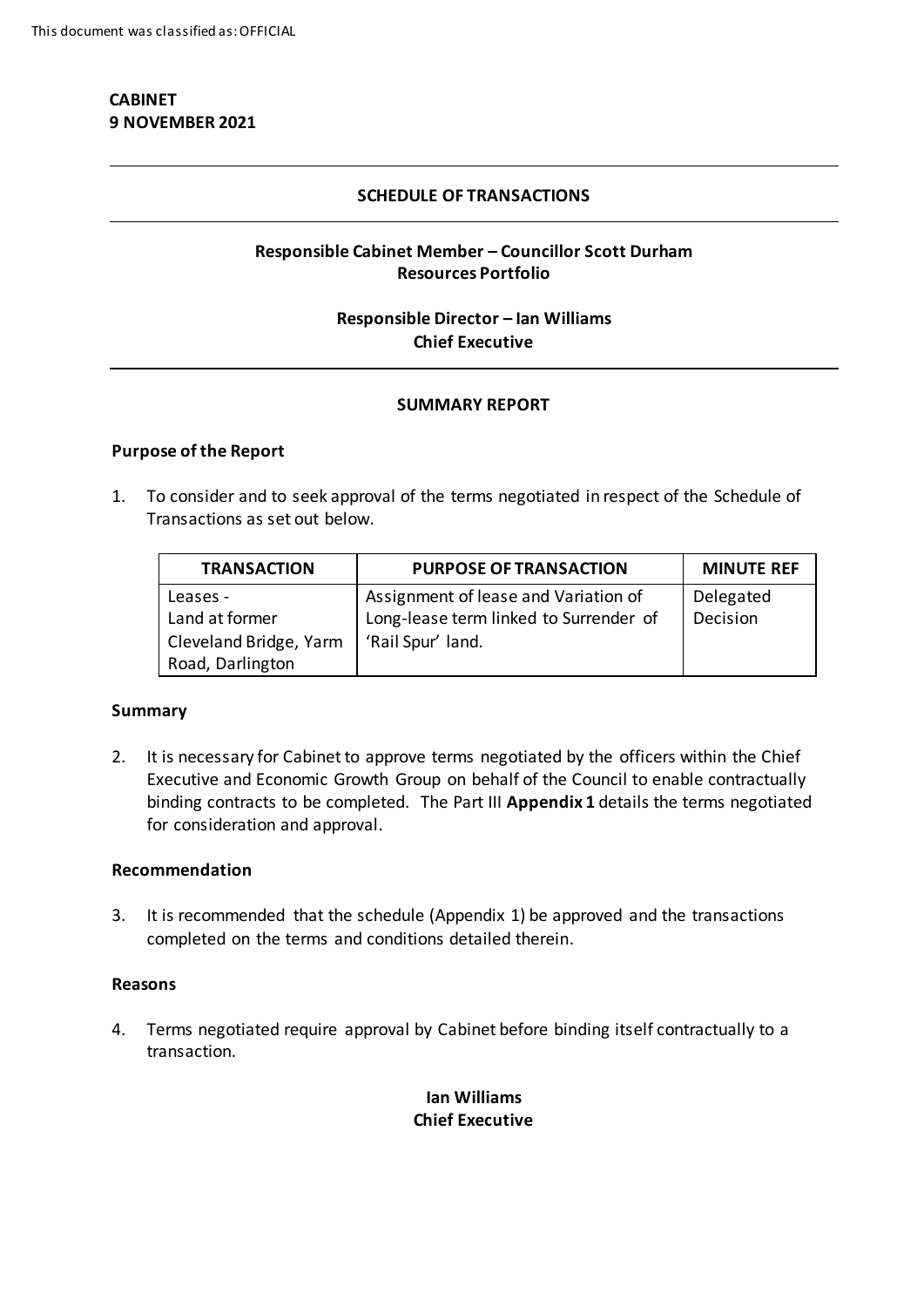This document was classified as: OFFICIAL

**CABINET**
**9 NOVEMBER 2021**

---

**SCHEDULE OF TRANSACTIONS**

---

**Responsible Cabinet Member – Councillor Scott Durham**
**Resources Portfolio**

**Responsible Director – Ian Williams**
**Chief Executive**

---

**SUMMARY REPORT**

**Purpose of the Report**

1. To consider and to seek approval of the terms negotiated in respect of the Schedule of Transactions as set out below.

| TRANSACTION | PURPOSE OF TRANSACTION | MINUTE REF |
|---|---|---|
| Leases - Land at former Cleveland Bridge, Yarm Road, Darlington | Assignment of lease and Variation of Long-lease term linked to Surrender of 'Rail Spur' land. | Delegated Decision |

**Summary**

2. It is necessary for Cabinet to approve terms negotiated by the officers within the Chief Executive and Economic Growth Group on behalf of the Council to enable contractually binding contracts to be completed. The Part III **Appendix 1** details the terms negotiated for consideration and approval.

**Recommendation**

3. It is recommended that the schedule (Appendix 1) be approved and the transactions completed on the terms and conditions detailed therein.

**Reasons**

4. Terms negotiated require approval by Cabinet before binding itself contractually to a transaction.

**Ian Williams**
**Chief Executive**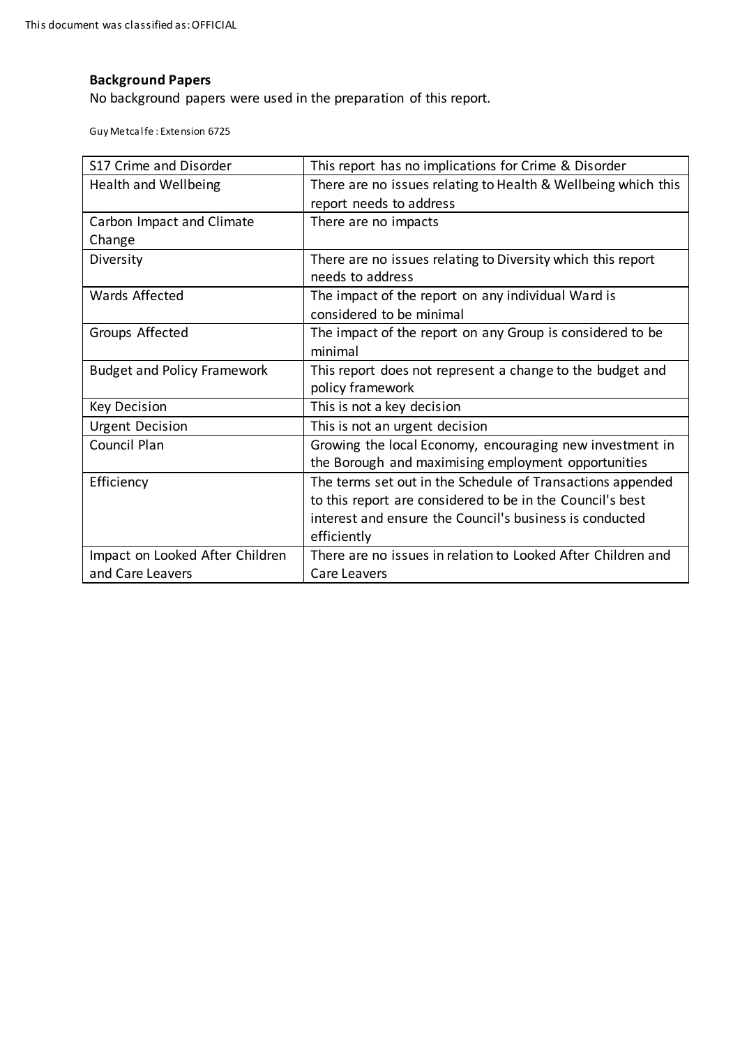This document was classified as: OFFICIAL

**Background Papers**

No background papers were used in the preparation of this report.

Guy Metcalfe : Extension 6725

| | |
|---|---|
| S17 Crime and Disorder | This report has no implications for Crime & Disorder |
| Health and Wellbeing | There are no issues relating to Health & Wellbeing which this report needs to address |
| Carbon Impact and Climate Change | There are no impacts |
| Diversity | There are no issues relating to Diversity which this report needs to address |
| Wards Affected | The impact of the report on any individual Ward is considered to be minimal |
| Groups Affected | The impact of the report on any Group is considered to be minimal |
| Budget and Policy Framework | This report does not represent a change to the budget and policy framework |
| Key Decision | This is not a key decision |
| Urgent Decision | This is not an urgent decision |
| Council Plan | Growing the local Economy, encouraging new investment in the Borough and maximising employment opportunities |
| Efficiency | The terms set out in the Schedule of Transactions appended to this report are considered to be in the Council's best interest and ensure the Council's business is conducted efficiently |
| Impact on Looked After Children and Care Leavers | There are no issues in relation to Looked After Children and Care Leavers |